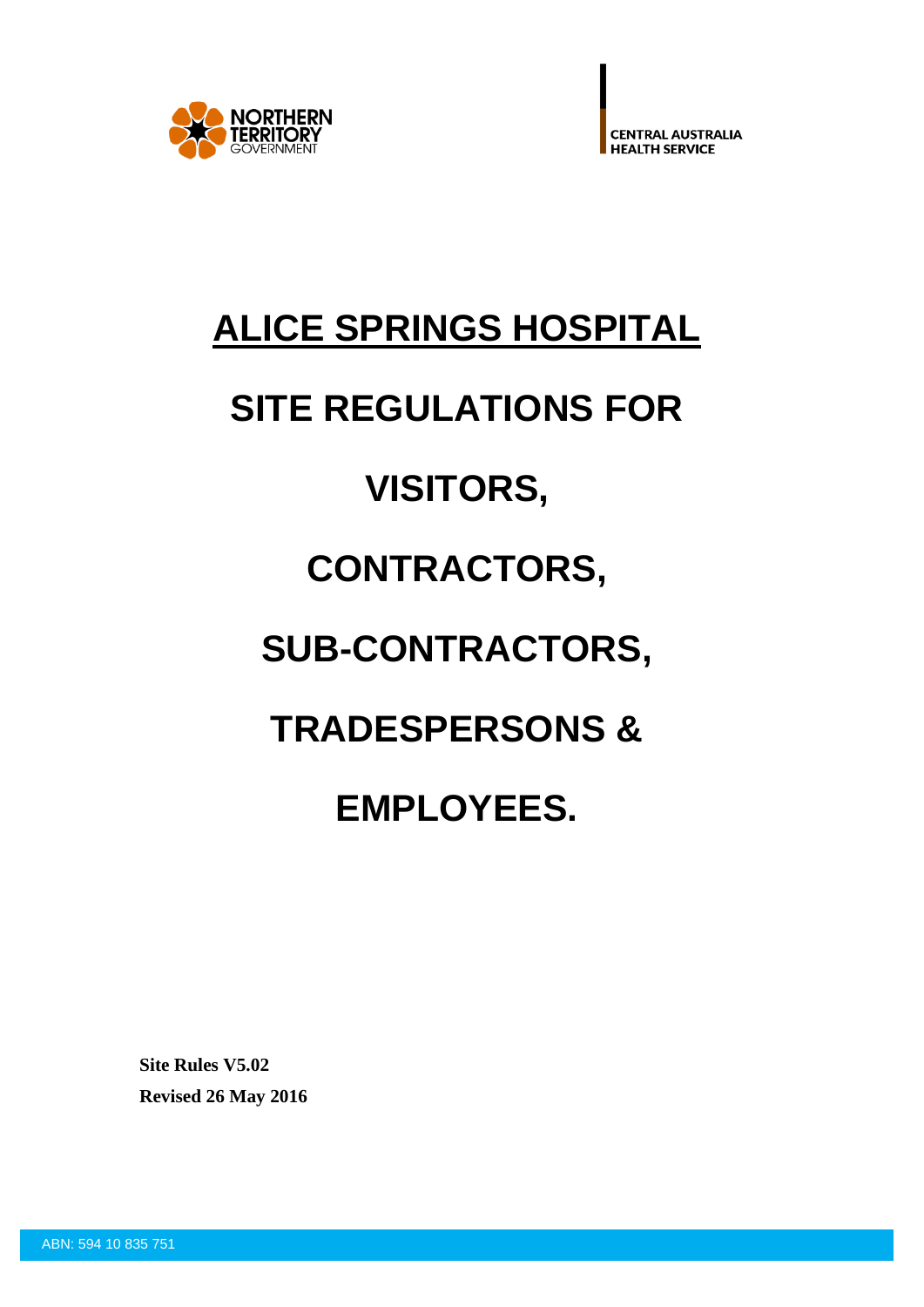NORTHERN TERRITORY GOVERNMENT

CENTRAL AUSTRALIA HEALTH SERVICE

# ALICE SPRINGS HOSPITAL

# SITE REGULATIONS FOR VISITORS, CONTRACTORS, SUB-CONTRACTORS, TRADESPERSONS & EMPLOYEES.

**Site Rules V5.02**

**Revised 26 May 2016**

ABN: 594 10 835 751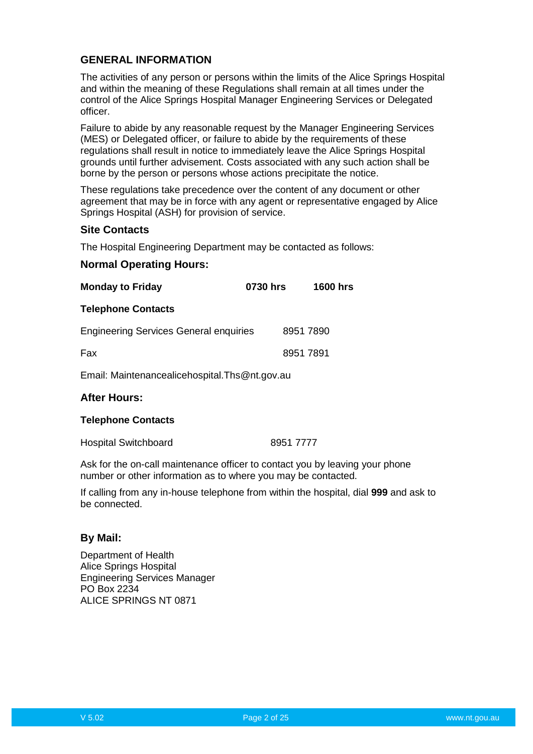## GENERAL INFORMATION

The activities of any person or persons within the limits of the Alice Springs Hospital and within the meaning of these Regulations shall remain at all times under the control of the Alice Springs Hospital Manager Engineering Services or Delegated officer.

Failure to abide by any reasonable request by the Manager Engineering Services (MES) or Delegated officer, or failure to abide by the requirements of these regulations shall result in notice to immediately leave the Alice Springs Hospital grounds until further advisement. Costs associated with any such action shall be borne by the person or persons whose actions precipitate the notice.

These regulations take precedence over the content of any document or other agreement that may be in force with any agent or representative engaged by Alice Springs Hospital (ASH) for provision of service.

### Site Contacts

The Hospital Engineering Department may be contacted as follows:

### Normal Operating Hours:

**Monday to Friday** **0730 hrs** **1600 hrs**

**Telephone Contacts**

Engineering Services General enquiries 8951 7890

Fax 8951 7891

Email: Maintenancealicehospital.Ths@nt.gov.au

### After Hours:

**Telephone Contacts**

Hospital Switchboard 8951 7777

Ask for the on-call maintenance officer to contact you by leaving your phone number or other information as to where you may be contacted.

If calling from any in-house telephone from within the hospital, dial **999** and ask to be connected.

### By Mail:

Department of Health
Alice Springs Hospital
Engineering Services Manager
PO Box 2234
ALICE SPRINGS NT 0871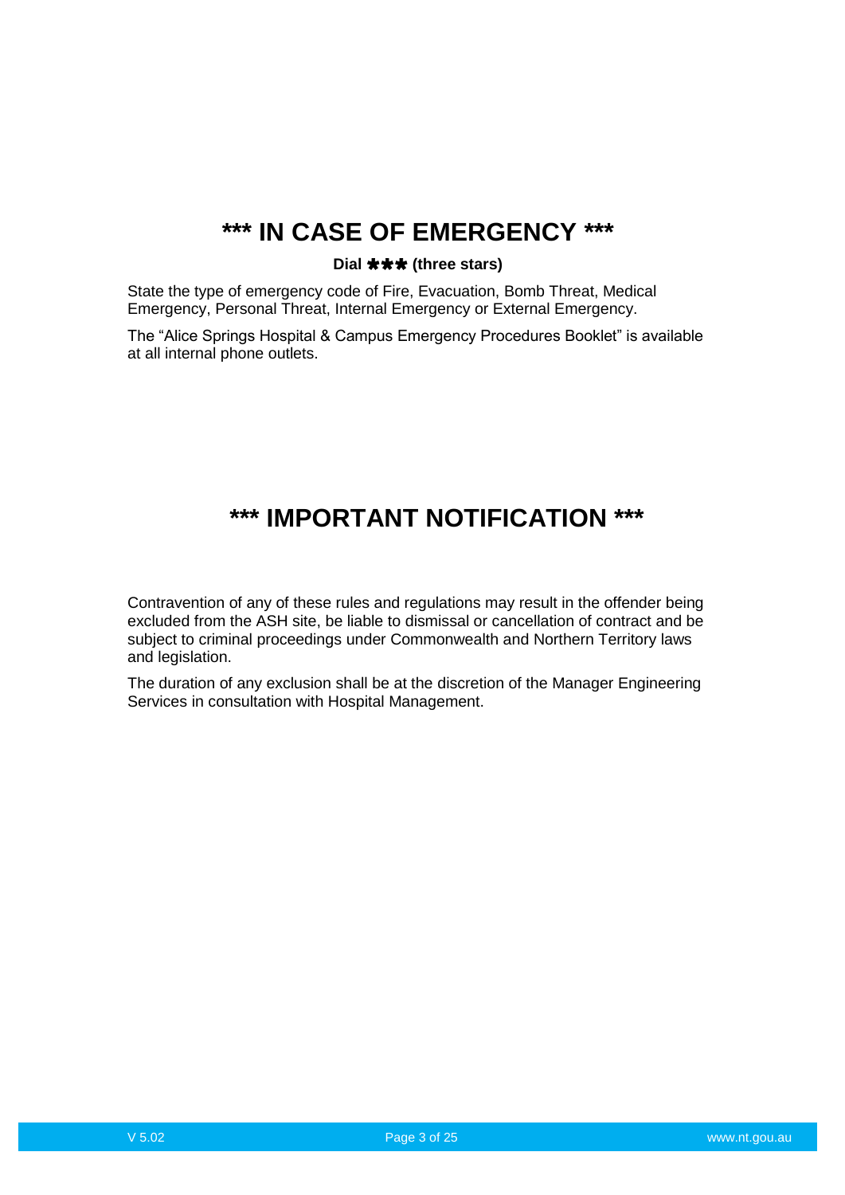# *** IN CASE OF EMERGENCY ***

**Dial ✱✱✱ (three stars)**

State the type of emergency code of Fire, Evacuation, Bomb Threat, Medical Emergency, Personal Threat, Internal Emergency or External Emergency.

The "Alice Springs Hospital & Campus Emergency Procedures Booklet" is available at all internal phone outlets.

# *** IMPORTANT NOTIFICATION ***

Contravention of any of these rules and regulations may result in the offender being excluded from the ASH site, be liable to dismissal or cancellation of contract and be subject to criminal proceedings under Commonwealth and Northern Territory laws and legislation.

The duration of any exclusion shall be at the discretion of the Manager Engineering Services in consultation with Hospital Management.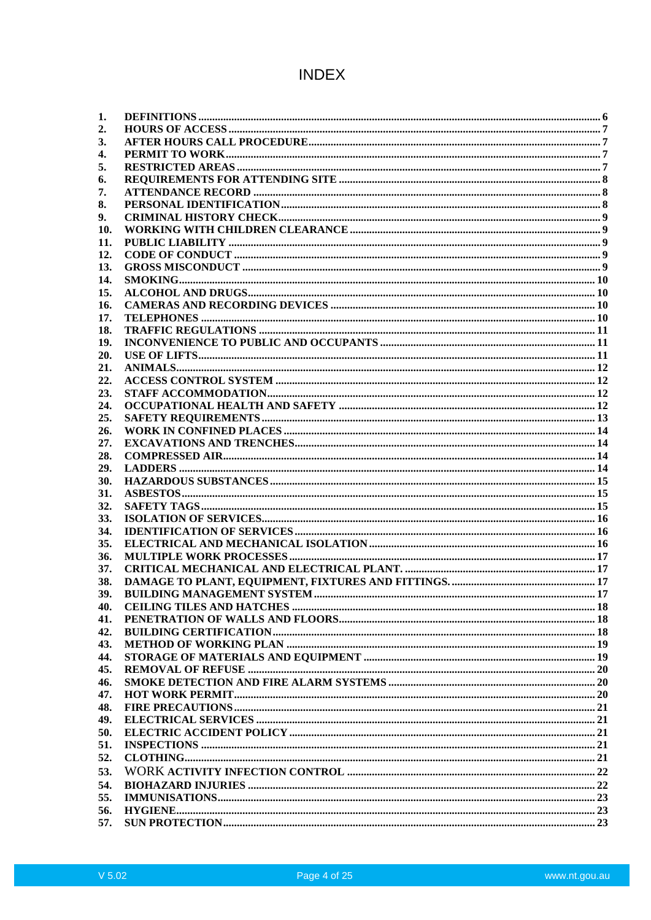# INDEX

| | | |
|---|---|---|
| 1. | **DEFINITIONS** | 6 |
| 2. | **HOURS OF ACCESS** | 7 |
| 3. | **AFTER HOURS CALL PROCEDURE** | 7 |
| 4. | **PERMIT TO WORK** | 7 |
| 5. | **RESTRICTED AREAS** | 7 |
| 6. | **REQUIREMENTS FOR ATTENDING SITE** | 8 |
| 7. | **ATTENDANCE RECORD** | 8 |
| 8. | **PERSONAL IDENTIFICATION** | 8 |
| 9. | **CRIMINAL HISTORY CHECK** | 9 |
| 10. | **WORKING WITH CHILDREN CLEARANCE** | 9 |
| 11. | **PUBLIC LIABILITY** | 9 |
| 12. | **CODE OF CONDUCT** | 9 |
| 13. | **GROSS MISCONDUCT** | 9 |
| 14. | **SMOKING** | 10 |
| 15. | **ALCOHOL AND DRUGS** | 10 |
| 16. | **CAMERAS AND RECORDING DEVICES** | 10 |
| 17. | **TELEPHONES** | 10 |
| 18. | **TRAFFIC REGULATIONS** | 11 |
| 19. | **INCONVENIENCE TO PUBLIC AND OCCUPANTS** | 11 |
| 20. | **USE OF LIFTS** | 11 |
| 21. | **ANIMALS** | 12 |
| 22. | **ACCESS CONTROL SYSTEM** | 12 |
| 23. | **STAFF ACCOMMODATION** | 12 |
| 24. | **OCCUPATIONAL HEALTH AND SAFETY** | 12 |
| 25. | **SAFETY REQUIREMENTS** | 13 |
| 26. | **WORK IN CONFINED PLACES** | 14 |
| 27. | **EXCAVATIONS AND TRENCHES** | 14 |
| 28. | **COMPRESSED AIR** | 14 |
| 29. | **LADDERS** | 14 |
| 30. | **HAZARDOUS SUBSTANCES** | 15 |
| 31. | **ASBESTOS** | 15 |
| 32. | **SAFETY TAGS** | 15 |
| 33. | **ISOLATION OF SERVICES** | 16 |
| 34. | **IDENTIFICATION OF SERVICES** | 16 |
| 35. | **ELECTRICAL AND MECHANICAL ISOLATION** | 16 |
| 36. | **MULTIPLE WORK PROCESSES** | 17 |
| 37. | **CRITICAL MECHANICAL AND ELECTRICAL PLANT.** | 17 |
| 38. | **DAMAGE TO PLANT, EQUIPMENT, FIXTURES AND FITTINGS.** | 17 |
| 39. | **BUILDING MANAGEMENT SYSTEM** | 17 |
| 40. | **CEILING TILES AND HATCHES** | 18 |
| 41. | **PENETRATION OF WALLS AND FLOORS** | 18 |
| 42. | **BUILDING CERTIFICATION** | 18 |
| 43. | **METHOD OF WORKING PLAN** | 19 |
| 44. | **STORAGE OF MATERIALS AND EQUIPMENT** | 19 |
| 45. | **REMOVAL OF REFUSE** | 20 |
| 46. | **SMOKE DETECTION AND FIRE ALARM SYSTEMS** | 20 |
| 47. | **HOT WORK PERMIT** | 20 |
| 48. | **FIRE PRECAUTIONS** | 21 |
| 49. | **ELECTRICAL SERVICES** | 21 |
| 50. | **ELECTRIC ACCIDENT POLICY** | 21 |
| 51. | **INSPECTIONS** | 21 |
| 52. | **CLOTHING** | 21 |
| 53. | **WORK ACTIVITY INFECTION CONTROL** | 22 |
| 54. | **BIOHAZARD INJURIES** | 22 |
| 55. | **IMMUNISATIONS** | 23 |
| 56. | **HYGIENE** | 23 |
| 57. | **SUN PROTECTION** | 23 |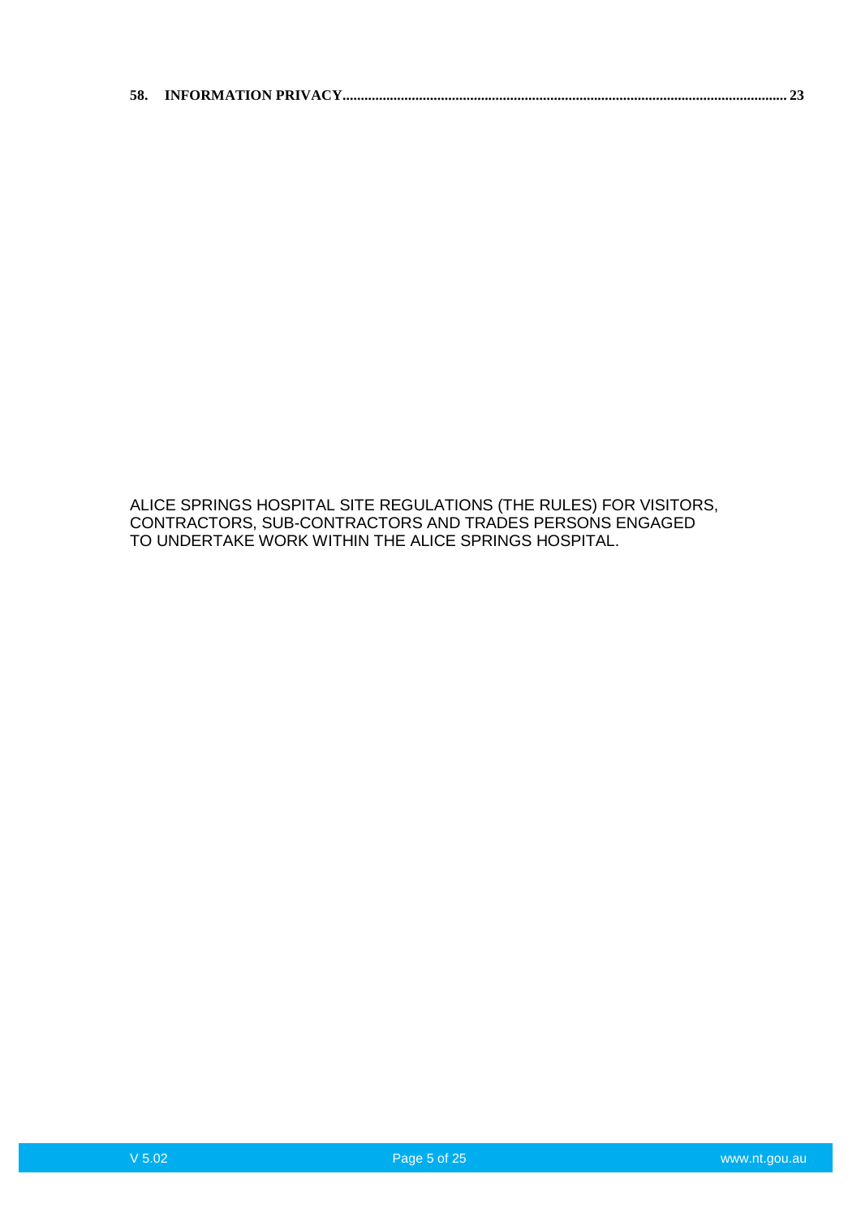**58. INFORMATION PRIVACY......................................................................................................................... 23**

ALICE SPRINGS HOSPITAL SITE REGULATIONS (THE RULES) FOR VISITORS, CONTRACTORS, SUB-CONTRACTORS AND TRADES PERSONS ENGAGED TO UNDERTAKE WORK WITHIN THE ALICE SPRINGS HOSPITAL.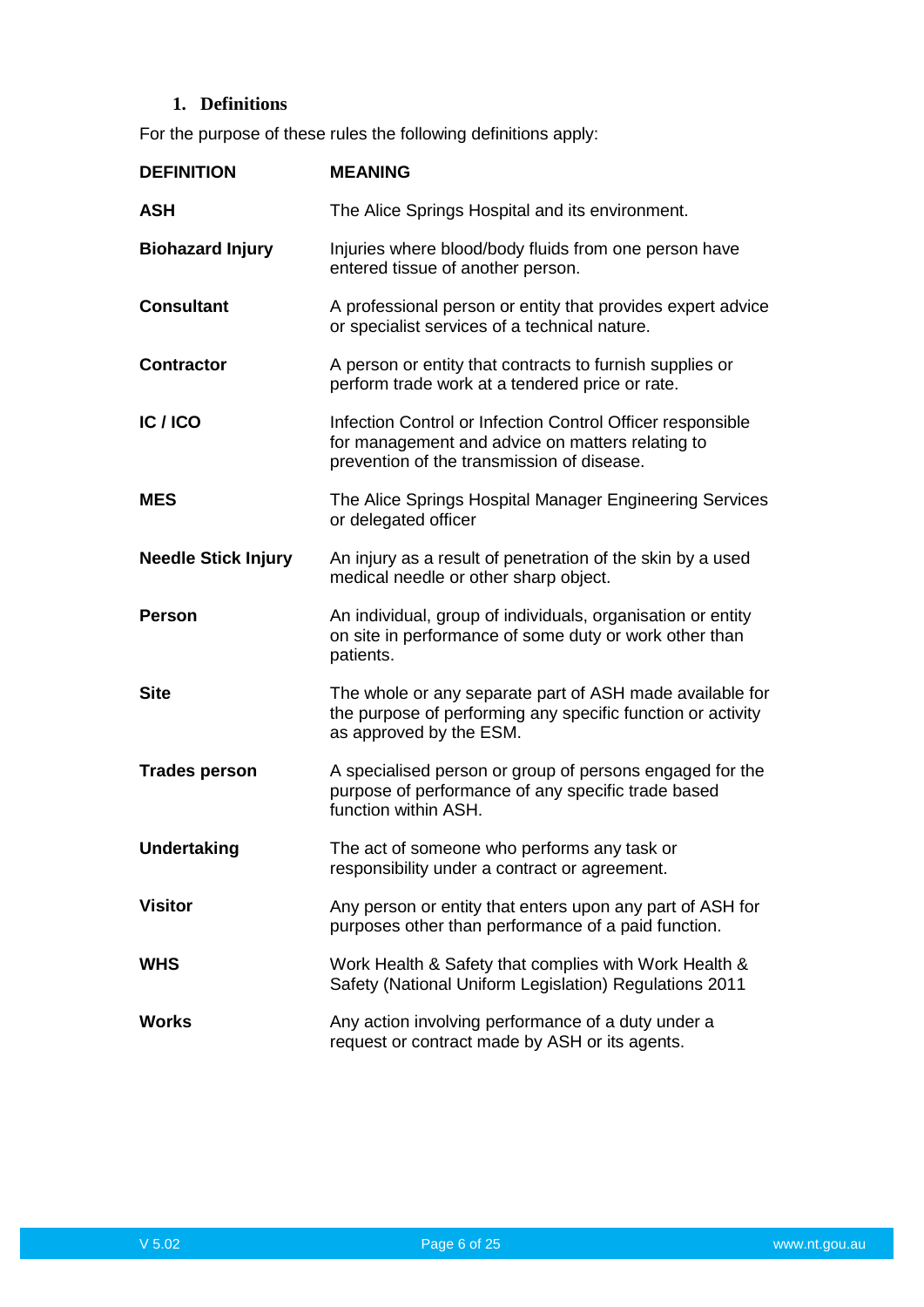## 1. Definitions

For the purpose of these rules the following definitions apply:

| DEFINITION | MEANING |
|---|---|
| **ASH** | The Alice Springs Hospital and its environment. |
| **Biohazard Injury** | Injuries where blood/body fluids from one person have entered tissue of another person. |
| **Consultant** | A professional person or entity that provides expert advice or specialist services of a technical nature. |
| **Contractor** | A person or entity that contracts to furnish supplies or perform trade work at a tendered price or rate. |
| **IC / ICO** | Infection Control or Infection Control Officer responsible for management and advice on matters relating to prevention of the transmission of disease. |
| **MES** | The Alice Springs Hospital Manager Engineering Services or delegated officer |
| **Needle Stick Injury** | An injury as a result of penetration of the skin by a used medical needle or other sharp object. |
| **Person** | An individual, group of individuals, organisation or entity on site in performance of some duty or work other than patients. |
| **Site** | The whole or any separate part of ASH made available for the purpose of performing any specific function or activity as approved by the ESM. |
| **Trades person** | A specialised person or group of persons engaged for the purpose of performance of any specific trade based function within ASH. |
| **Undertaking** | The act of someone who performs any task or responsibility under a contract or agreement. |
| **Visitor** | Any person or entity that enters upon any part of ASH for purposes other than performance of a paid function. |
| **WHS** | Work Health & Safety that complies with Work Health & Safety (National Uniform Legislation) Regulations 2011 |
| **Works** | Any action involving performance of a duty under a request or contract made by ASH or its agents. |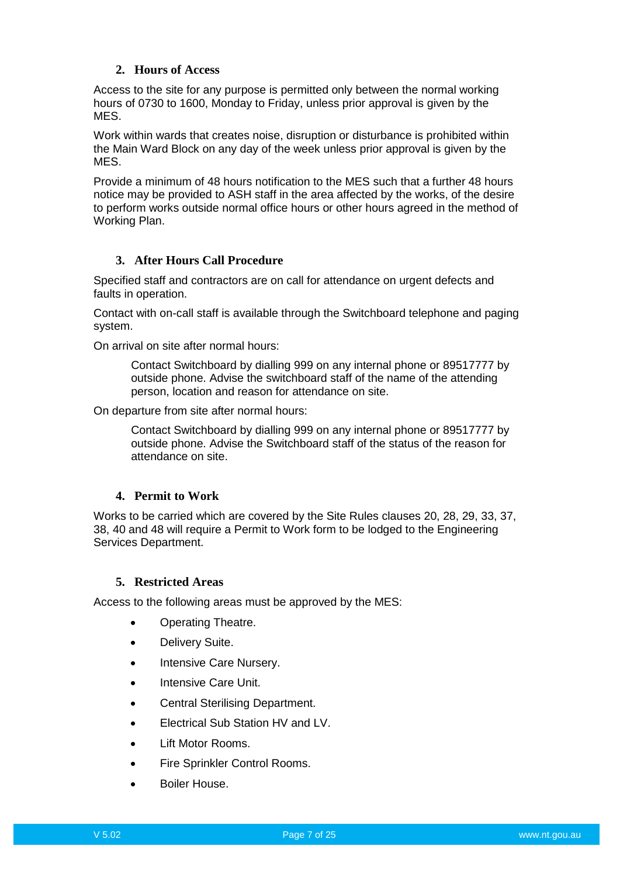## 2. Hours of Access

Access to the site for any purpose is permitted only between the normal working hours of 0730 to 1600, Monday to Friday, unless prior approval is given by the MES.

Work within wards that creates noise, disruption or disturbance is prohibited within the Main Ward Block on any day of the week unless prior approval is given by the MES.

Provide a minimum of 48 hours notification to the MES such that a further 48 hours notice may be provided to ASH staff in the area affected by the works, of the desire to perform works outside normal office hours or other hours agreed in the method of Working Plan.

## 3. After Hours Call Procedure

Specified staff and contractors are on call for attendance on urgent defects and faults in operation.

Contact with on-call staff is available through the Switchboard telephone and paging system.

On arrival on site after normal hours:

> Contact Switchboard by dialling 999 on any internal phone or 89517777 by outside phone. Advise the switchboard staff of the name of the attending person, location and reason for attendance on site.

On departure from site after normal hours:

> Contact Switchboard by dialling 999 on any internal phone or 89517777 by outside phone. Advise the Switchboard staff of the status of the reason for attendance on site.

## 4. Permit to Work

Works to be carried which are covered by the Site Rules clauses 20, 28, 29, 33, 37, 38, 40 and 48 will require a Permit to Work form to be lodged to the Engineering Services Department.

## 5. Restricted Areas

Access to the following areas must be approved by the MES:

- Operating Theatre.
- Delivery Suite.
- Intensive Care Nursery.
- Intensive Care Unit.
- Central Sterilising Department.
- Electrical Sub Station HV and LV.
- Lift Motor Rooms.
- Fire Sprinkler Control Rooms.
- Boiler House.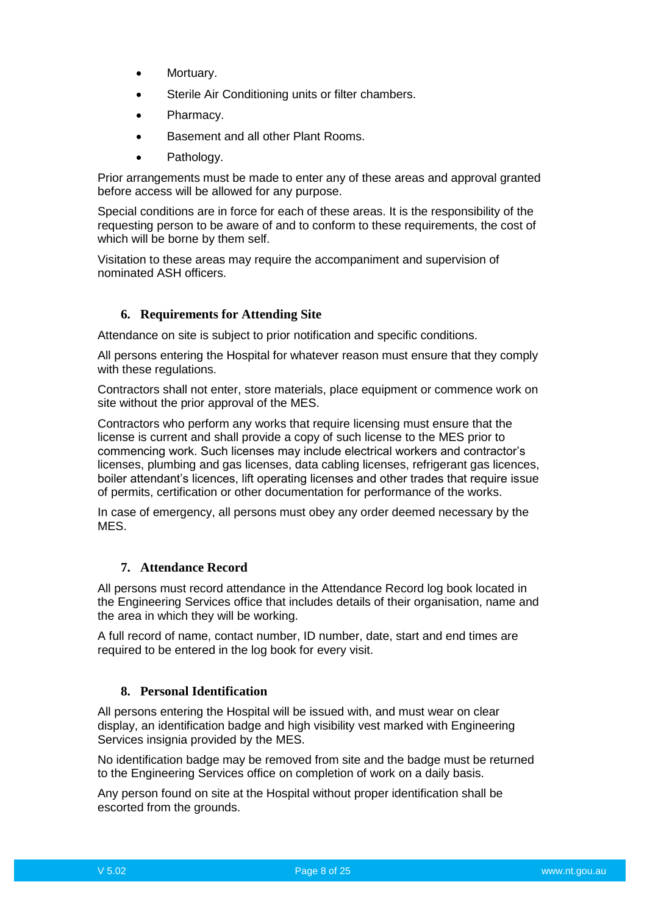- Mortuary.
- Sterile Air Conditioning units or filter chambers.
- Pharmacy.
- Basement and all other Plant Rooms.
- Pathology.

Prior arrangements must be made to enter any of these areas and approval granted before access will be allowed for any purpose.

Special conditions are in force for each of these areas. It is the responsibility of the requesting person to be aware of and to conform to these requirements, the cost of which will be borne by them self.

Visitation to these areas may require the accompaniment and supervision of nominated ASH officers.

## 6. Requirements for Attending Site

Attendance on site is subject to prior notification and specific conditions.

All persons entering the Hospital for whatever reason must ensure that they comply with these regulations.

Contractors shall not enter, store materials, place equipment or commence work on site without the prior approval of the MES.

Contractors who perform any works that require licensing must ensure that the license is current and shall provide a copy of such license to the MES prior to commencing work. Such licenses may include electrical workers and contractor's licenses, plumbing and gas licenses, data cabling licenses, refrigerant gas licences, boiler attendant's licences, lift operating licenses and other trades that require issue of permits, certification or other documentation for performance of the works.

In case of emergency, all persons must obey any order deemed necessary by the MES.

## 7. Attendance Record

All persons must record attendance in the Attendance Record log book located in the Engineering Services office that includes details of their organisation, name and the area in which they will be working.

A full record of name, contact number, ID number, date, start and end times are required to be entered in the log book for every visit.

## 8. Personal Identification

All persons entering the Hospital will be issued with, and must wear on clear display, an identification badge and high visibility vest marked with Engineering Services insignia provided by the MES.

No identification badge may be removed from site and the badge must be returned to the Engineering Services office on completion of work on a daily basis.

Any person found on site at the Hospital without proper identification shall be escorted from the grounds.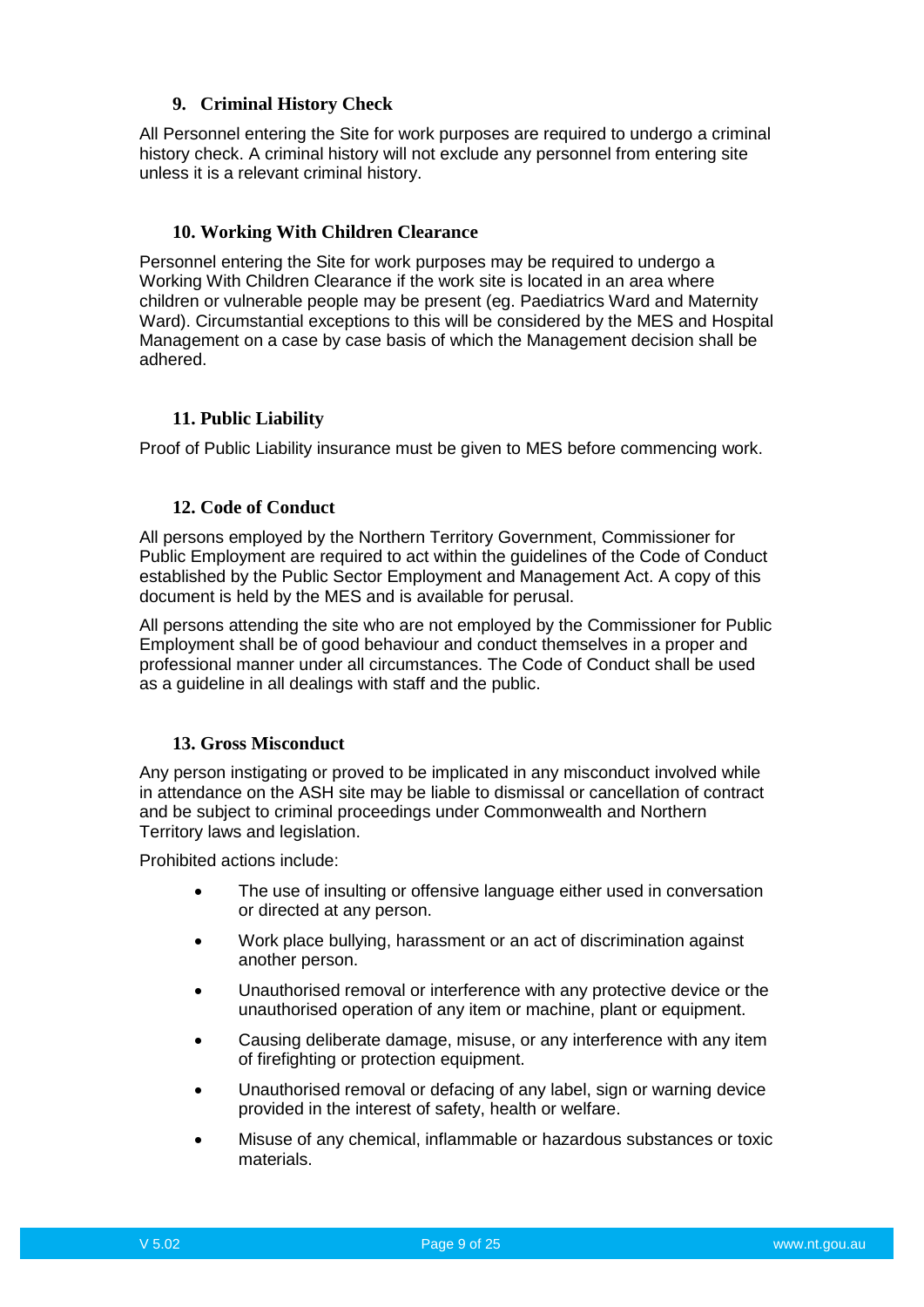## 9. Criminal History Check

All Personnel entering the Site for work purposes are required to undergo a criminal history check. A criminal history will not exclude any personnel from entering site unless it is a relevant criminal history.

## 10. Working With Children Clearance

Personnel entering the Site for work purposes may be required to undergo a Working With Children Clearance if the work site is located in an area where children or vulnerable people may be present (eg. Paediatrics Ward and Maternity Ward). Circumstantial exceptions to this will be considered by the MES and Hospital Management on a case by case basis of which the Management decision shall be adhered.

## 11. Public Liability

Proof of Public Liability insurance must be given to MES before commencing work.

## 12. Code of Conduct

All persons employed by the Northern Territory Government, Commissioner for Public Employment are required to act within the guidelines of the Code of Conduct established by the Public Sector Employment and Management Act. A copy of this document is held by the MES and is available for perusal.

All persons attending the site who are not employed by the Commissioner for Public Employment shall be of good behaviour and conduct themselves in a proper and professional manner under all circumstances. The Code of Conduct shall be used as a guideline in all dealings with staff and the public.

## 13. Gross Misconduct

Any person instigating or proved to be implicated in any misconduct involved while in attendance on the ASH site may be liable to dismissal or cancellation of contract and be subject to criminal proceedings under Commonwealth and Northern Territory laws and legislation.

Prohibited actions include:

- The use of insulting or offensive language either used in conversation or directed at any person.
- Work place bullying, harassment or an act of discrimination against another person.
- Unauthorised removal or interference with any protective device or the unauthorised operation of any item or machine, plant or equipment.
- Causing deliberate damage, misuse, or any interference with any item of firefighting or protection equipment.
- Unauthorised removal or defacing of any label, sign or warning device provided in the interest of safety, health or welfare.
- Misuse of any chemical, inflammable or hazardous substances or toxic materials.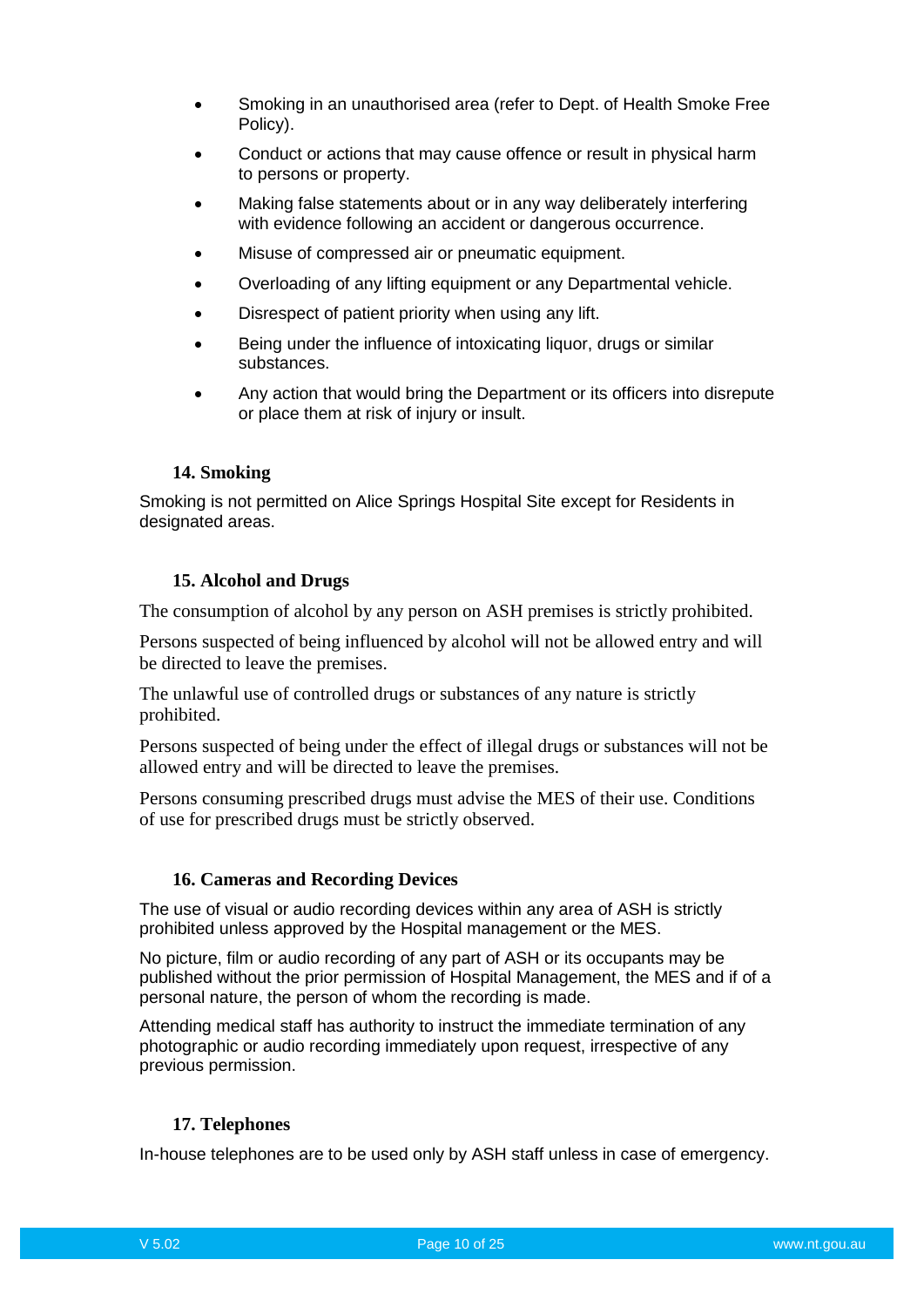- Smoking in an unauthorised area (refer to Dept. of Health Smoke Free Policy).
- Conduct or actions that may cause offence or result in physical harm to persons or property.
- Making false statements about or in any way deliberately interfering with evidence following an accident or dangerous occurrence.
- Misuse of compressed air or pneumatic equipment.
- Overloading of any lifting equipment or any Departmental vehicle.
- Disrespect of patient priority when using any lift.
- Being under the influence of intoxicating liquor, drugs or similar substances.
- Any action that would bring the Department or its officers into disrepute or place them at risk of injury or insult.

## 14. Smoking

Smoking is not permitted on Alice Springs Hospital Site except for Residents in designated areas.

## 15. Alcohol and Drugs

The consumption of alcohol by any person on ASH premises is strictly prohibited.

Persons suspected of being influenced by alcohol will not be allowed entry and will be directed to leave the premises.

The unlawful use of controlled drugs or substances of any nature is strictly prohibited.

Persons suspected of being under the effect of illegal drugs or substances will not be allowed entry and will be directed to leave the premises.

Persons consuming prescribed drugs must advise the MES of their use. Conditions of use for prescribed drugs must be strictly observed.

## 16. Cameras and Recording Devices

The use of visual or audio recording devices within any area of ASH is strictly prohibited unless approved by the Hospital management or the MES.

No picture, film or audio recording of any part of ASH or its occupants may be published without the prior permission of Hospital Management, the MES and if of a personal nature, the person of whom the recording is made.

Attending medical staff has authority to instruct the immediate termination of any photographic or audio recording immediately upon request, irrespective of any previous permission.

## 17. Telephones

In-house telephones are to be used only by ASH staff unless in case of emergency.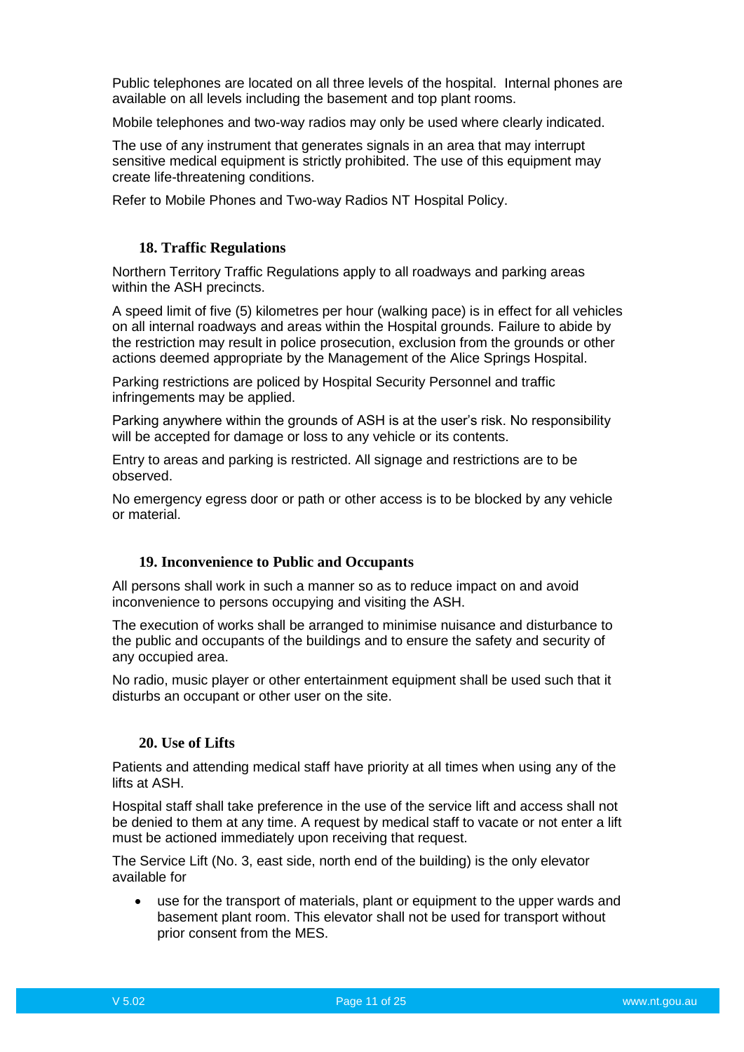Public telephones are located on all three levels of the hospital. Internal phones are available on all levels including the basement and top plant rooms.

Mobile telephones and two-way radios may only be used where clearly indicated.

The use of any instrument that generates signals in an area that may interrupt sensitive medical equipment is strictly prohibited. The use of this equipment may create life-threatening conditions.

Refer to Mobile Phones and Two-way Radios NT Hospital Policy.

## 18. Traffic Regulations

Northern Territory Traffic Regulations apply to all roadways and parking areas within the ASH precincts.

A speed limit of five (5) kilometres per hour (walking pace) is in effect for all vehicles on all internal roadways and areas within the Hospital grounds. Failure to abide by the restriction may result in police prosecution, exclusion from the grounds or other actions deemed appropriate by the Management of the Alice Springs Hospital.

Parking restrictions are policed by Hospital Security Personnel and traffic infringements may be applied.

Parking anywhere within the grounds of ASH is at the user's risk. No responsibility will be accepted for damage or loss to any vehicle or its contents.

Entry to areas and parking is restricted. All signage and restrictions are to be observed.

No emergency egress door or path or other access is to be blocked by any vehicle or material.

## 19. Inconvenience to Public and Occupants

All persons shall work in such a manner so as to reduce impact on and avoid inconvenience to persons occupying and visiting the ASH.

The execution of works shall be arranged to minimise nuisance and disturbance to the public and occupants of the buildings and to ensure the safety and security of any occupied area.

No radio, music player or other entertainment equipment shall be used such that it disturbs an occupant or other user on the site.

## 20. Use of Lifts

Patients and attending medical staff have priority at all times when using any of the lifts at ASH.

Hospital staff shall take preference in the use of the service lift and access shall not be denied to them at any time. A request by medical staff to vacate or not enter a lift must be actioned immediately upon receiving that request.

The Service Lift (No. 3, east side, north end of the building) is the only elevator available for

- use for the transport of materials, plant or equipment to the upper wards and basement plant room. This elevator shall not be used for transport without prior consent from the MES.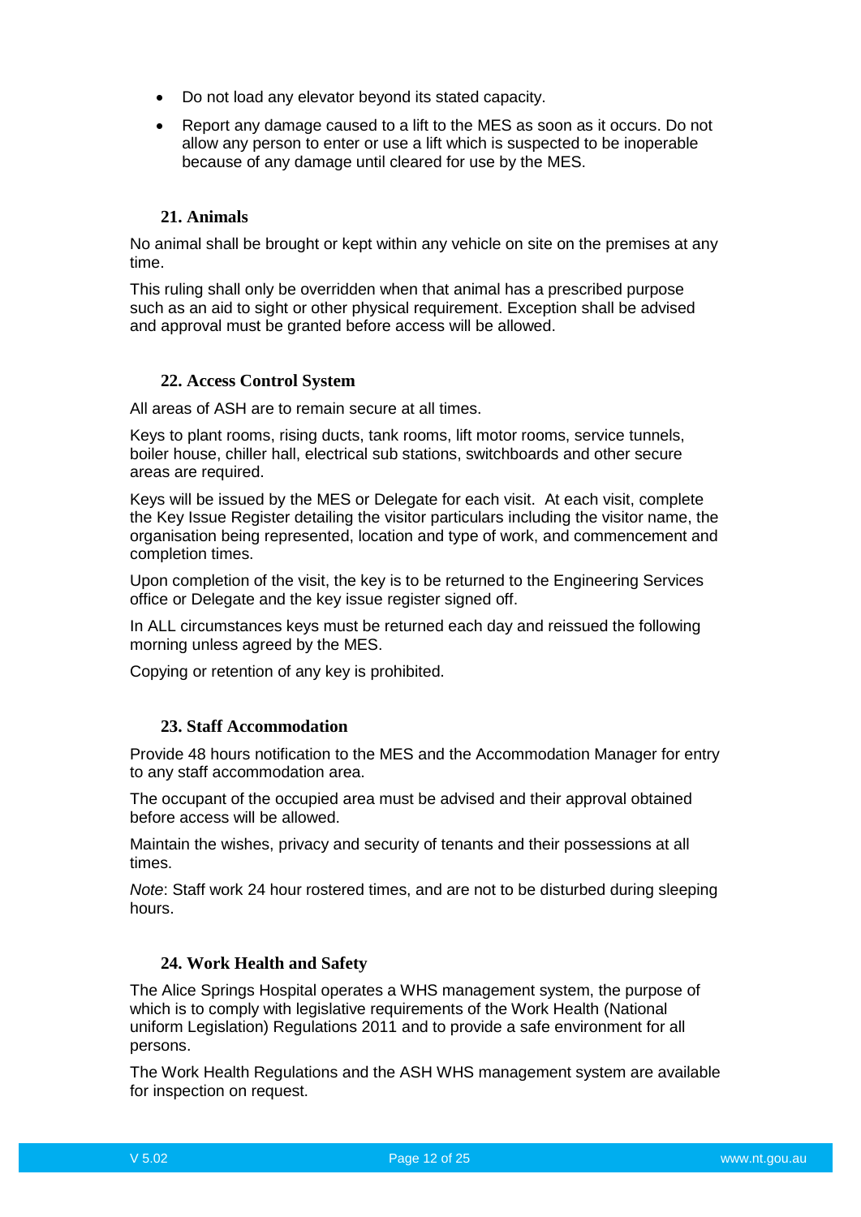- Do not load any elevator beyond its stated capacity.
- Report any damage caused to a lift to the MES as soon as it occurs. Do not allow any person to enter or use a lift which is suspected to be inoperable because of any damage until cleared for use by the MES.

## 21. Animals

No animal shall be brought or kept within any vehicle on site on the premises at any time.

This ruling shall only be overridden when that animal has a prescribed purpose such as an aid to sight or other physical requirement. Exception shall be advised and approval must be granted before access will be allowed.

## 22. Access Control System

All areas of ASH are to remain secure at all times.

Keys to plant rooms, rising ducts, tank rooms, lift motor rooms, service tunnels, boiler house, chiller hall, electrical sub stations, switchboards and other secure areas are required.

Keys will be issued by the MES or Delegate for each visit. At each visit, complete the Key Issue Register detailing the visitor particulars including the visitor name, the organisation being represented, location and type of work, and commencement and completion times.

Upon completion of the visit, the key is to be returned to the Engineering Services office or Delegate and the key issue register signed off.

In ALL circumstances keys must be returned each day and reissued the following morning unless agreed by the MES.

Copying or retention of any key is prohibited.

## 23. Staff Accommodation

Provide 48 hours notification to the MES and the Accommodation Manager for entry to any staff accommodation area.

The occupant of the occupied area must be advised and their approval obtained before access will be allowed.

Maintain the wishes, privacy and security of tenants and their possessions at all times.

*Note*: Staff work 24 hour rostered times, and are not to be disturbed during sleeping hours.

## 24. Work Health and Safety

The Alice Springs Hospital operates a WHS management system, the purpose of which is to comply with legislative requirements of the Work Health (National uniform Legislation) Regulations 2011 and to provide a safe environment for all persons.

The Work Health Regulations and the ASH WHS management system are available for inspection on request.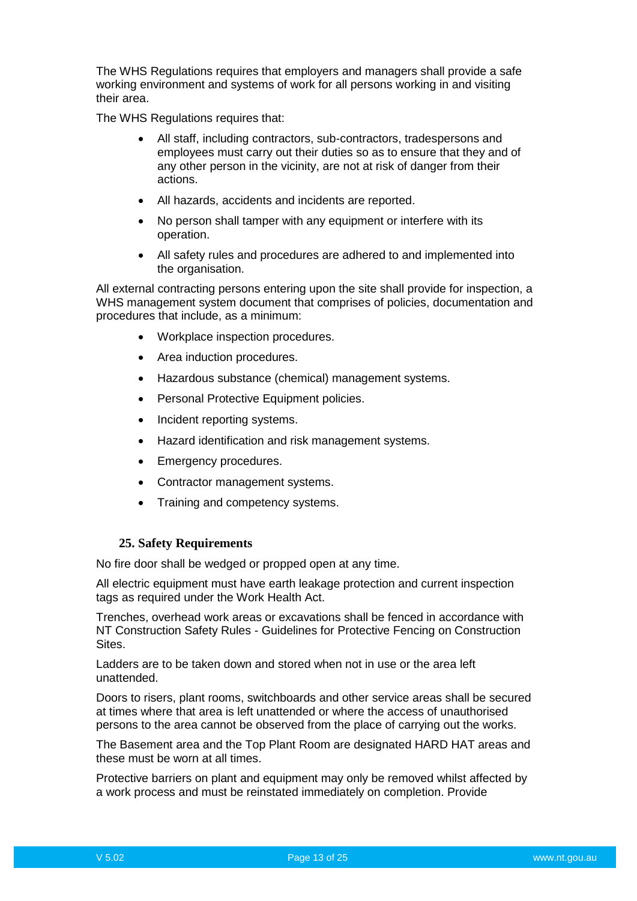The WHS Regulations requires that employers and managers shall provide a safe working environment and systems of work for all persons working in and visiting their area.

The WHS Regulations requires that:

- All staff, including contractors, sub-contractors, tradespersons and employees must carry out their duties so as to ensure that they and of any other person in the vicinity, are not at risk of danger from their actions.
- All hazards, accidents and incidents are reported.
- No person shall tamper with any equipment or interfere with its operation.
- All safety rules and procedures are adhered to and implemented into the organisation.

All external contracting persons entering upon the site shall provide for inspection, a WHS management system document that comprises of policies, documentation and procedures that include, as a minimum:

- Workplace inspection procedures.
- Area induction procedures.
- Hazardous substance (chemical) management systems.
- Personal Protective Equipment policies.
- Incident reporting systems.
- Hazard identification and risk management systems.
- Emergency procedures.
- Contractor management systems.
- Training and competency systems.

## 25. Safety Requirements

No fire door shall be wedged or propped open at any time.

All electric equipment must have earth leakage protection and current inspection tags as required under the Work Health Act.

Trenches, overhead work areas or excavations shall be fenced in accordance with NT Construction Safety Rules - Guidelines for Protective Fencing on Construction Sites.

Ladders are to be taken down and stored when not in use or the area left unattended.

Doors to risers, plant rooms, switchboards and other service areas shall be secured at times where that area is left unattended or where the access of unauthorised persons to the area cannot be observed from the place of carrying out the works.

The Basement area and the Top Plant Room are designated HARD HAT areas and these must be worn at all times.

Protective barriers on plant and equipment may only be removed whilst affected by a work process and must be reinstated immediately on completion. Provide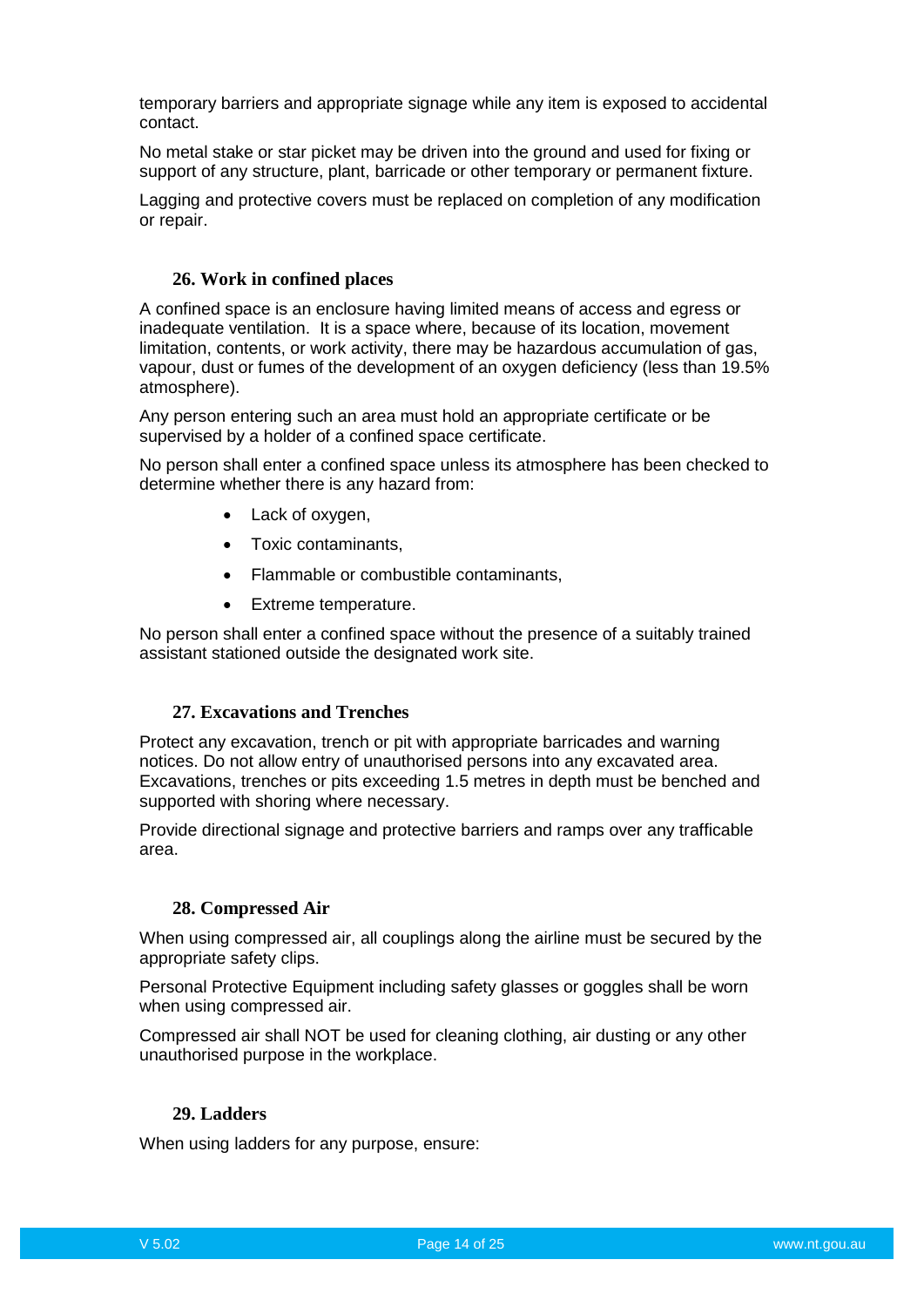temporary barriers and appropriate signage while any item is exposed to accidental contact.

No metal stake or star picket may be driven into the ground and used for fixing or support of any structure, plant, barricade or other temporary or permanent fixture.

Lagging and protective covers must be replaced on completion of any modification or repair.

### 26. Work in confined places

A confined space is an enclosure having limited means of access and egress or inadequate ventilation. It is a space where, because of its location, movement limitation, contents, or work activity, there may be hazardous accumulation of gas, vapour, dust or fumes of the development of an oxygen deficiency (less than 19.5% atmosphere).

Any person entering such an area must hold an appropriate certificate or be supervised by a holder of a confined space certificate.

No person shall enter a confined space unless its atmosphere has been checked to determine whether there is any hazard from:

- Lack of oxygen,
- Toxic contaminants,
- Flammable or combustible contaminants,
- Extreme temperature.

No person shall enter a confined space without the presence of a suitably trained assistant stationed outside the designated work site.

### 27. Excavations and Trenches

Protect any excavation, trench or pit with appropriate barricades and warning notices. Do not allow entry of unauthorised persons into any excavated area. Excavations, trenches or pits exceeding 1.5 metres in depth must be benched and supported with shoring where necessary.

Provide directional signage and protective barriers and ramps over any trafficable area.

### 28. Compressed Air

When using compressed air, all couplings along the airline must be secured by the appropriate safety clips.

Personal Protective Equipment including safety glasses or goggles shall be worn when using compressed air.

Compressed air shall NOT be used for cleaning clothing, air dusting or any other unauthorised purpose in the workplace.

### 29. Ladders

When using ladders for any purpose, ensure: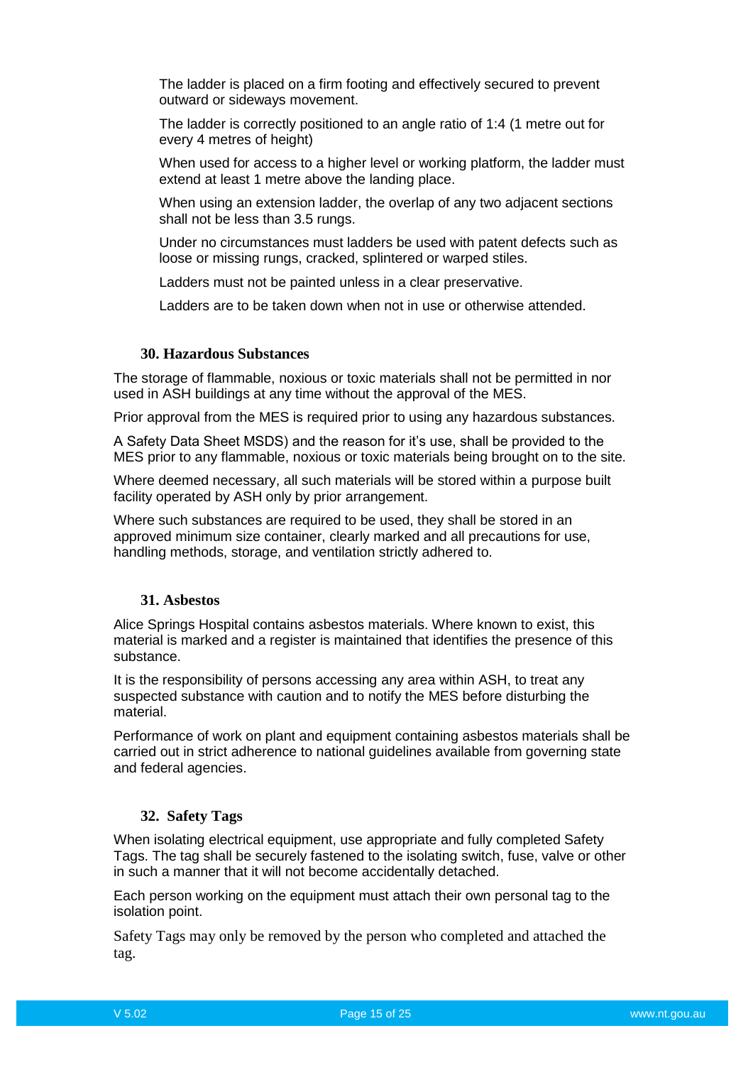The ladder is placed on a firm footing and effectively secured to prevent outward or sideways movement.

The ladder is correctly positioned to an angle ratio of 1:4 (1 metre out for every 4 metres of height)

When used for access to a higher level or working platform, the ladder must extend at least 1 metre above the landing place.

When using an extension ladder, the overlap of any two adjacent sections shall not be less than 3.5 rungs.

Under no circumstances must ladders be used with patent defects such as loose or missing rungs, cracked, splintered or warped stiles.

Ladders must not be painted unless in a clear preservative.

Ladders are to be taken down when not in use or otherwise attended.

## 30. Hazardous Substances

The storage of flammable, noxious or toxic materials shall not be permitted in nor used in ASH buildings at any time without the approval of the MES.

Prior approval from the MES is required prior to using any hazardous substances.

A Safety Data Sheet MSDS) and the reason for it's use, shall be provided to the MES prior to any flammable, noxious or toxic materials being brought on to the site.

Where deemed necessary, all such materials will be stored within a purpose built facility operated by ASH only by prior arrangement.

Where such substances are required to be used, they shall be stored in an approved minimum size container, clearly marked and all precautions for use, handling methods, storage, and ventilation strictly adhered to.

## 31. Asbestos

Alice Springs Hospital contains asbestos materials. Where known to exist, this material is marked and a register is maintained that identifies the presence of this substance.

It is the responsibility of persons accessing any area within ASH, to treat any suspected substance with caution and to notify the MES before disturbing the material.

Performance of work on plant and equipment containing asbestos materials shall be carried out in strict adherence to national guidelines available from governing state and federal agencies.

## 32. Safety Tags

When isolating electrical equipment, use appropriate and fully completed Safety Tags. The tag shall be securely fastened to the isolating switch, fuse, valve or other in such a manner that it will not become accidentally detached.

Each person working on the equipment must attach their own personal tag to the isolation point.

Safety Tags may only be removed by the person who completed and attached the tag.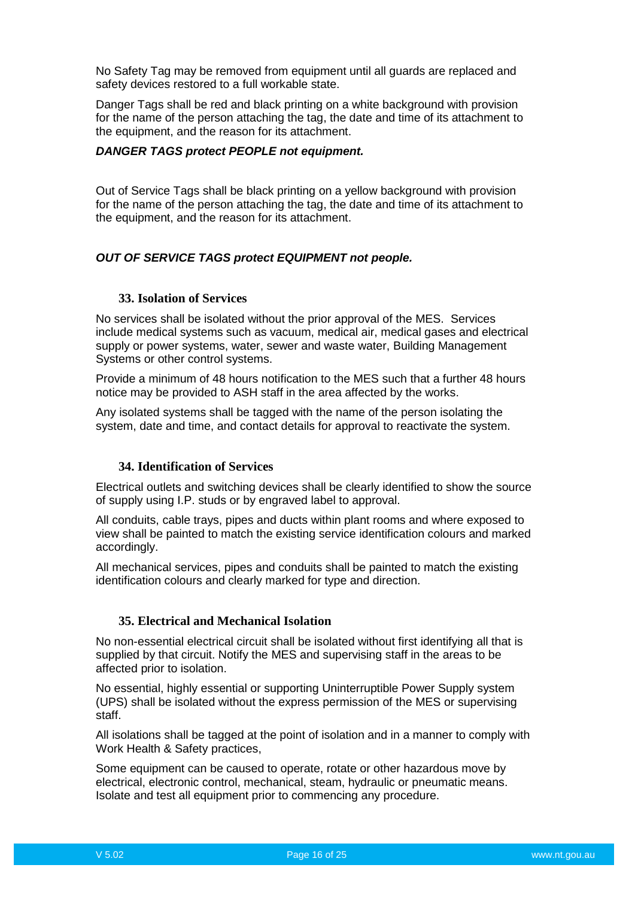No Safety Tag may be removed from equipment until all guards are replaced and safety devices restored to a full workable state.

Danger Tags shall be red and black printing on a white background with provision for the name of the person attaching the tag, the date and time of its attachment to the equipment, and the reason for its attachment.

***DANGER TAGS protect PEOPLE not equipment.***

Out of Service Tags shall be black printing on a yellow background with provision for the name of the person attaching the tag, the date and time of its attachment to the equipment, and the reason for its attachment.

***OUT OF SERVICE TAGS protect EQUIPMENT not people.***

## 33. Isolation of Services

No services shall be isolated without the prior approval of the MES. Services include medical systems such as vacuum, medical air, medical gases and electrical supply or power systems, water, sewer and waste water, Building Management Systems or other control systems.

Provide a minimum of 48 hours notification to the MES such that a further 48 hours notice may be provided to ASH staff in the area affected by the works.

Any isolated systems shall be tagged with the name of the person isolating the system, date and time, and contact details for approval to reactivate the system.

## 34. Identification of Services

Electrical outlets and switching devices shall be clearly identified to show the source of supply using I.P. studs or by engraved label to approval.

All conduits, cable trays, pipes and ducts within plant rooms and where exposed to view shall be painted to match the existing service identification colours and marked accordingly.

All mechanical services, pipes and conduits shall be painted to match the existing identification colours and clearly marked for type and direction.

## 35. Electrical and Mechanical Isolation

No non-essential electrical circuit shall be isolated without first identifying all that is supplied by that circuit. Notify the MES and supervising staff in the areas to be affected prior to isolation.

No essential, highly essential or supporting Uninterruptible Power Supply system (UPS) shall be isolated without the express permission of the MES or supervising staff.

All isolations shall be tagged at the point of isolation and in a manner to comply with Work Health & Safety practices,

Some equipment can be caused to operate, rotate or other hazardous move by electrical, electronic control, mechanical, steam, hydraulic or pneumatic means. Isolate and test all equipment prior to commencing any procedure.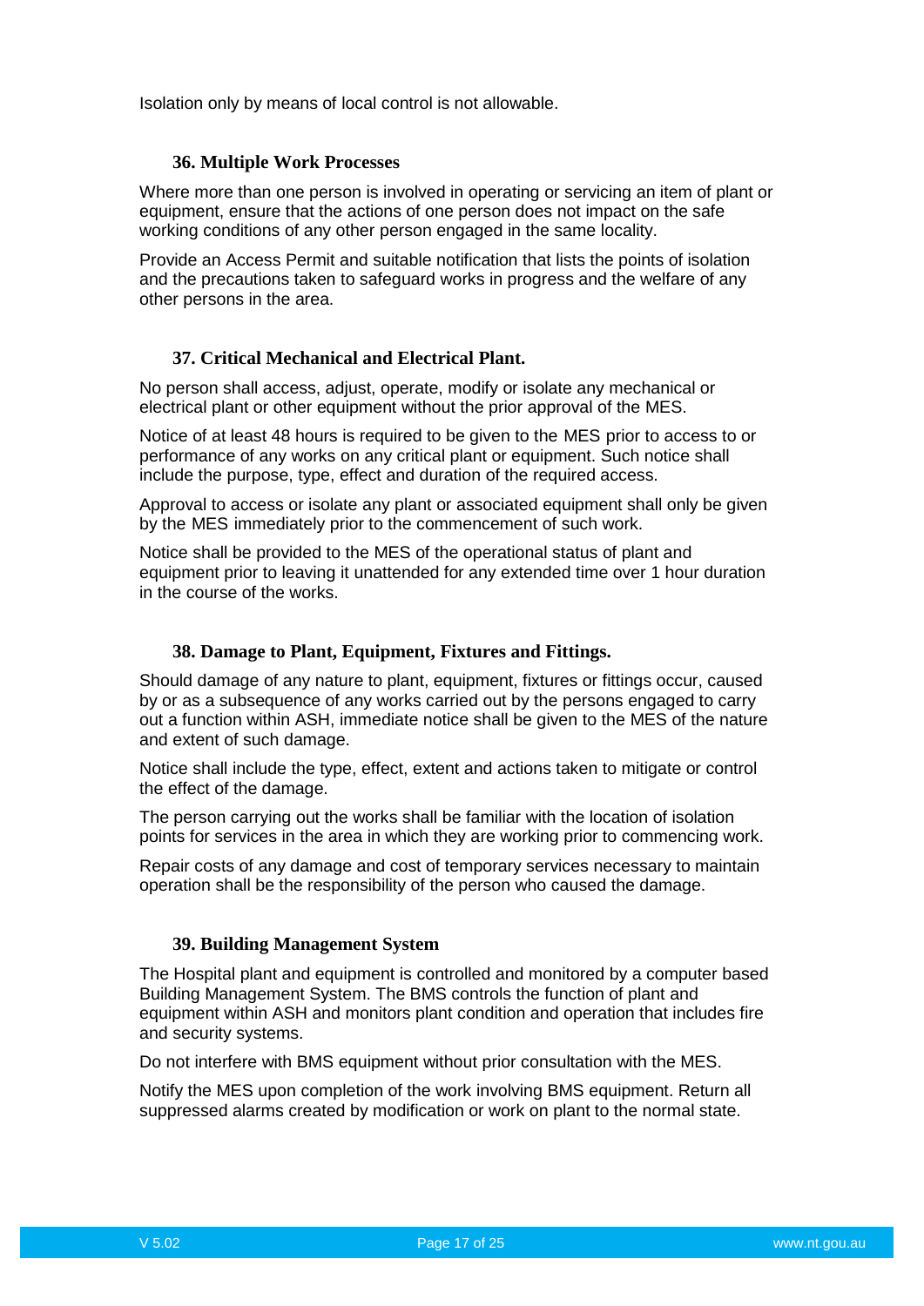Isolation only by means of local control is not allowable.

### 36. Multiple Work Processes

Where more than one person is involved in operating or servicing an item of plant or equipment, ensure that the actions of one person does not impact on the safe working conditions of any other person engaged in the same locality.

Provide an Access Permit and suitable notification that lists the points of isolation and the precautions taken to safeguard works in progress and the welfare of any other persons in the area.

### 37. Critical Mechanical and Electrical Plant.

No person shall access, adjust, operate, modify or isolate any mechanical or electrical plant or other equipment without the prior approval of the MES.

Notice of at least 48 hours is required to be given to the MES prior to access to or performance of any works on any critical plant or equipment. Such notice shall include the purpose, type, effect and duration of the required access.

Approval to access or isolate any plant or associated equipment shall only be given by the MES immediately prior to the commencement of such work.

Notice shall be provided to the MES of the operational status of plant and equipment prior to leaving it unattended for any extended time over 1 hour duration in the course of the works.

### 38. Damage to Plant, Equipment, Fixtures and Fittings.

Should damage of any nature to plant, equipment, fixtures or fittings occur, caused by or as a subsequence of any works carried out by the persons engaged to carry out a function within ASH, immediate notice shall be given to the MES of the nature and extent of such damage.

Notice shall include the type, effect, extent and actions taken to mitigate or control the effect of the damage.

The person carrying out the works shall be familiar with the location of isolation points for services in the area in which they are working prior to commencing work.

Repair costs of any damage and cost of temporary services necessary to maintain operation shall be the responsibility of the person who caused the damage.

### 39. Building Management System

The Hospital plant and equipment is controlled and monitored by a computer based Building Management System. The BMS controls the function of plant and equipment within ASH and monitors plant condition and operation that includes fire and security systems.

Do not interfere with BMS equipment without prior consultation with the MES.

Notify the MES upon completion of the work involving BMS equipment. Return all suppressed alarms created by modification or work on plant to the normal state.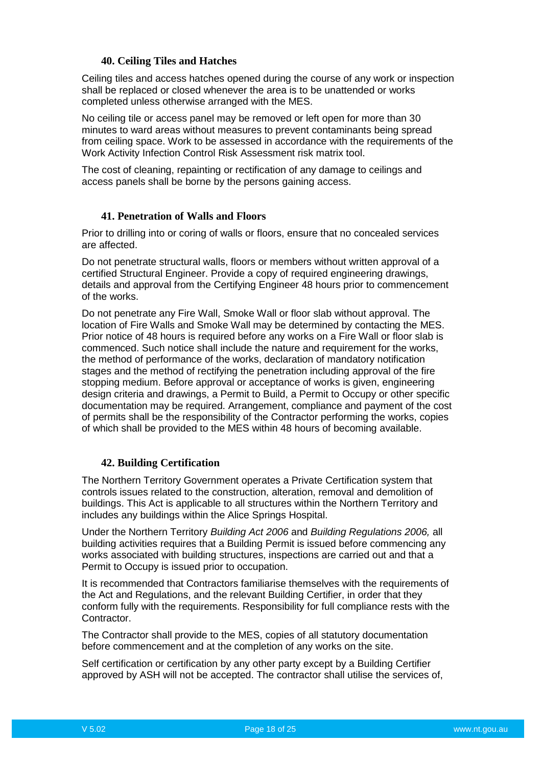### 40. Ceiling Tiles and Hatches

Ceiling tiles and access hatches opened during the course of any work or inspection shall be replaced or closed whenever the area is to be unattended or works completed unless otherwise arranged with the MES.

No ceiling tile or access panel may be removed or left open for more than 30 minutes to ward areas without measures to prevent contaminants being spread from ceiling space. Work to be assessed in accordance with the requirements of the Work Activity Infection Control Risk Assessment risk matrix tool.

The cost of cleaning, repainting or rectification of any damage to ceilings and access panels shall be borne by the persons gaining access.

### 41. Penetration of Walls and Floors

Prior to drilling into or coring of walls or floors, ensure that no concealed services are affected.

Do not penetrate structural walls, floors or members without written approval of a certified Structural Engineer. Provide a copy of required engineering drawings, details and approval from the Certifying Engineer 48 hours prior to commencement of the works.

Do not penetrate any Fire Wall, Smoke Wall or floor slab without approval. The location of Fire Walls and Smoke Wall may be determined by contacting the MES. Prior notice of 48 hours is required before any works on a Fire Wall or floor slab is commenced. Such notice shall include the nature and requirement for the works, the method of performance of the works, declaration of mandatory notification stages and the method of rectifying the penetration including approval of the fire stopping medium. Before approval or acceptance of works is given, engineering design criteria and drawings, a Permit to Build, a Permit to Occupy or other specific documentation may be required. Arrangement, compliance and payment of the cost of permits shall be the responsibility of the Contractor performing the works, copies of which shall be provided to the MES within 48 hours of becoming available.

### 42. Building Certification

The Northern Territory Government operates a Private Certification system that controls issues related to the construction, alteration, removal and demolition of buildings. This Act is applicable to all structures within the Northern Territory and includes any buildings within the Alice Springs Hospital.

Under the Northern Territory *Building Act 2006* and *Building Regulations 2006,* all building activities requires that a Building Permit is issued before commencing any works associated with building structures, inspections are carried out and that a Permit to Occupy is issued prior to occupation.

It is recommended that Contractors familiarise themselves with the requirements of the Act and Regulations, and the relevant Building Certifier, in order that they conform fully with the requirements. Responsibility for full compliance rests with the Contractor.

The Contractor shall provide to the MES, copies of all statutory documentation before commencement and at the completion of any works on the site.

Self certification or certification by any other party except by a Building Certifier approved by ASH will not be accepted. The contractor shall utilise the services of,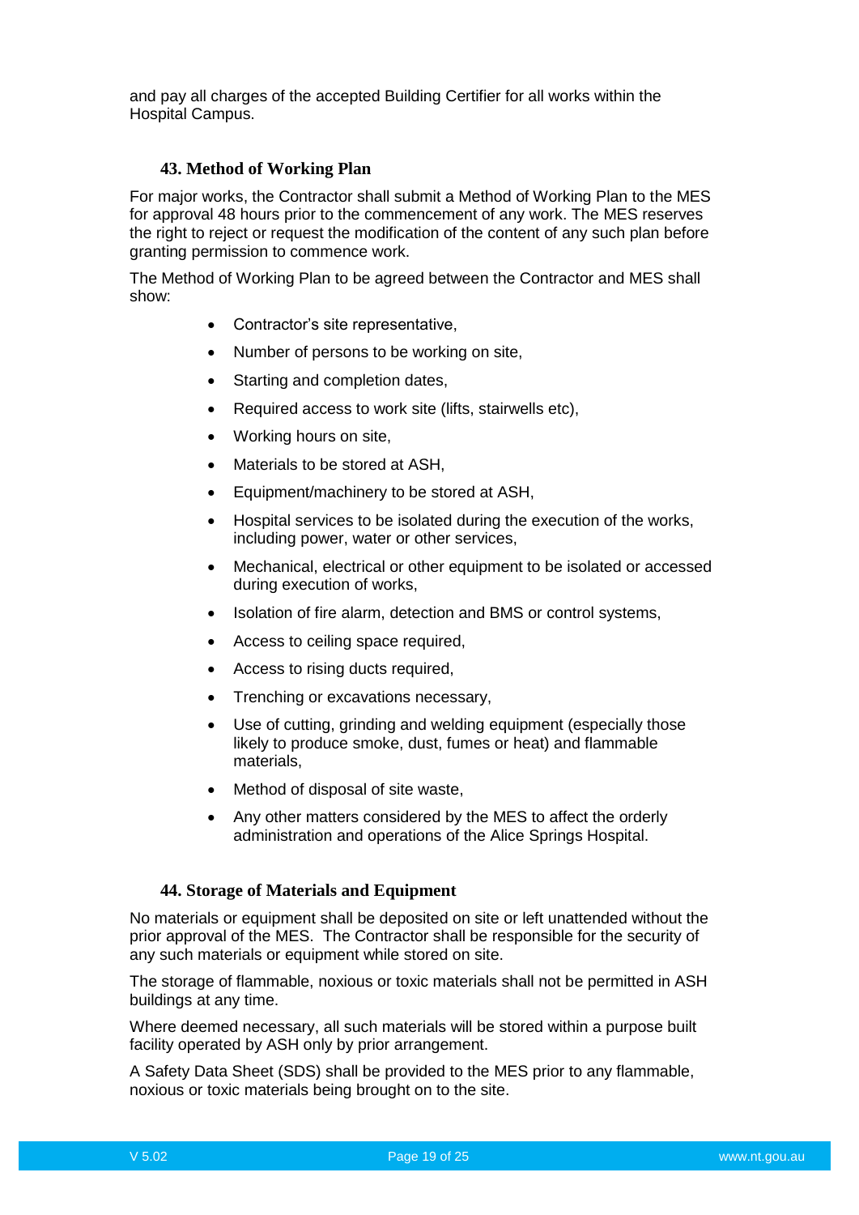and pay all charges of the accepted Building Certifier for all works within the Hospital Campus.

## 43. Method of Working Plan

For major works, the Contractor shall submit a Method of Working Plan to the MES for approval 48 hours prior to the commencement of any work. The MES reserves the right to reject or request the modification of the content of any such plan before granting permission to commence work.

The Method of Working Plan to be agreed between the Contractor and MES shall show:

- Contractor's site representative,
- Number of persons to be working on site,
- Starting and completion dates,
- Required access to work site (lifts, stairwells etc),
- Working hours on site,
- Materials to be stored at ASH,
- Equipment/machinery to be stored at ASH,
- Hospital services to be isolated during the execution of the works, including power, water or other services,
- Mechanical, electrical or other equipment to be isolated or accessed during execution of works,
- Isolation of fire alarm, detection and BMS or control systems,
- Access to ceiling space required,
- Access to rising ducts required,
- Trenching or excavations necessary,
- Use of cutting, grinding and welding equipment (especially those likely to produce smoke, dust, fumes or heat) and flammable materials,
- Method of disposal of site waste,
- Any other matters considered by the MES to affect the orderly administration and operations of the Alice Springs Hospital.

## 44. Storage of Materials and Equipment

No materials or equipment shall be deposited on site or left unattended without the prior approval of the MES. The Contractor shall be responsible for the security of any such materials or equipment while stored on site.

The storage of flammable, noxious or toxic materials shall not be permitted in ASH buildings at any time.

Where deemed necessary, all such materials will be stored within a purpose built facility operated by ASH only by prior arrangement.

A Safety Data Sheet (SDS) shall be provided to the MES prior to any flammable, noxious or toxic materials being brought on to the site.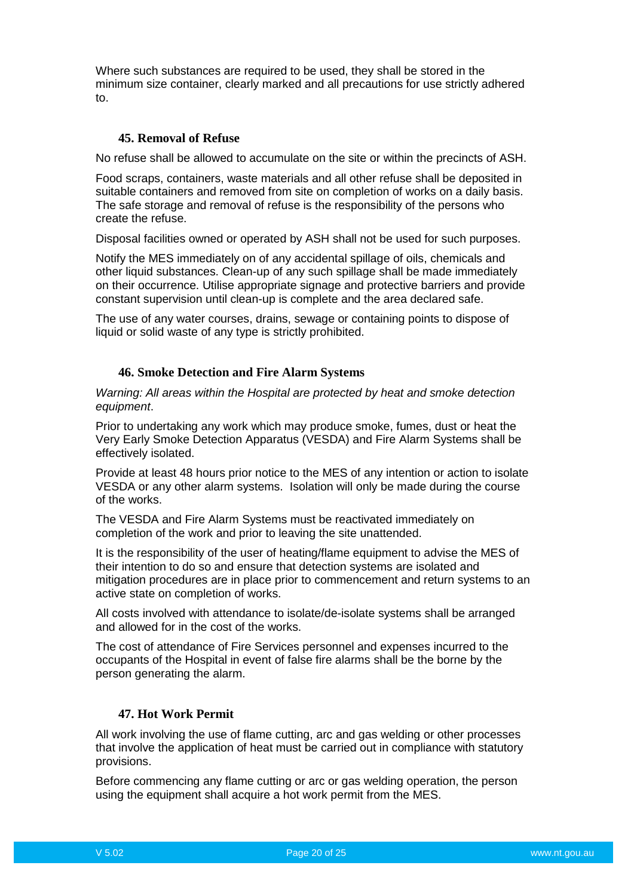Where such substances are required to be used, they shall be stored in the minimum size container, clearly marked and all precautions for use strictly adhered to.

## 45. Removal of Refuse

No refuse shall be allowed to accumulate on the site or within the precincts of ASH.

Food scraps, containers, waste materials and all other refuse shall be deposited in suitable containers and removed from site on completion of works on a daily basis. The safe storage and removal of refuse is the responsibility of the persons who create the refuse.

Disposal facilities owned or operated by ASH shall not be used for such purposes.

Notify the MES immediately on of any accidental spillage of oils, chemicals and other liquid substances. Clean-up of any such spillage shall be made immediately on their occurrence. Utilise appropriate signage and protective barriers and provide constant supervision until clean-up is complete and the area declared safe.

The use of any water courses, drains, sewage or containing points to dispose of liquid or solid waste of any type is strictly prohibited.

## 46. Smoke Detection and Fire Alarm Systems

*Warning: All areas within the Hospital are protected by heat and smoke detection equipment*.

Prior to undertaking any work which may produce smoke, fumes, dust or heat the Very Early Smoke Detection Apparatus (VESDA) and Fire Alarm Systems shall be effectively isolated.

Provide at least 48 hours prior notice to the MES of any intention or action to isolate VESDA or any other alarm systems. Isolation will only be made during the course of the works.

The VESDA and Fire Alarm Systems must be reactivated immediately on completion of the work and prior to leaving the site unattended.

It is the responsibility of the user of heating/flame equipment to advise the MES of their intention to do so and ensure that detection systems are isolated and mitigation procedures are in place prior to commencement and return systems to an active state on completion of works.

All costs involved with attendance to isolate/de-isolate systems shall be arranged and allowed for in the cost of the works.

The cost of attendance of Fire Services personnel and expenses incurred to the occupants of the Hospital in event of false fire alarms shall be the borne by the person generating the alarm.

## 47. Hot Work Permit

All work involving the use of flame cutting, arc and gas welding or other processes that involve the application of heat must be carried out in compliance with statutory provisions.

Before commencing any flame cutting or arc or gas welding operation, the person using the equipment shall acquire a hot work permit from the MES.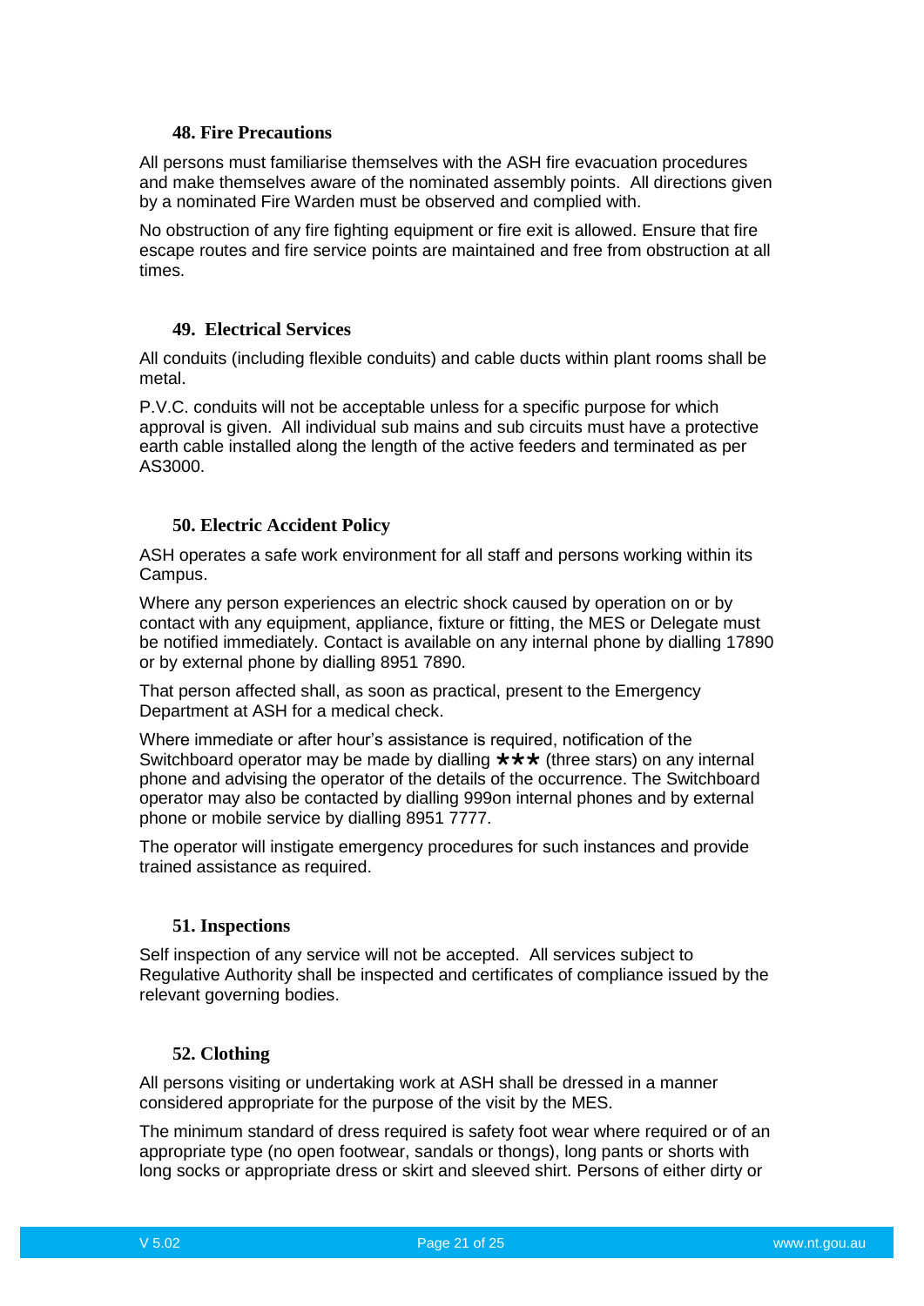### 48. Fire Precautions

All persons must familiarise themselves with the ASH fire evacuation procedures and make themselves aware of the nominated assembly points. All directions given by a nominated Fire Warden must be observed and complied with.

No obstruction of any fire fighting equipment or fire exit is allowed. Ensure that fire escape routes and fire service points are maintained and free from obstruction at all times.

### 49. Electrical Services

All conduits (including flexible conduits) and cable ducts within plant rooms shall be metal.

P.V.C. conduits will not be acceptable unless for a specific purpose for which approval is given. All individual sub mains and sub circuits must have a protective earth cable installed along the length of the active feeders and terminated as per AS3000.

### 50. Electric Accident Policy

ASH operates a safe work environment for all staff and persons working within its Campus.

Where any person experiences an electric shock caused by operation on or by contact with any equipment, appliance, fixture or fitting, the MES or Delegate must be notified immediately. Contact is available on any internal phone by dialling 17890 or by external phone by dialling 8951 7890.

That person affected shall, as soon as practical, present to the Emergency Department at ASH for a medical check.

Where immediate or after hour's assistance is required, notification of the Switchboard operator may be made by dialling ★★★ (three stars) on any internal phone and advising the operator of the details of the occurrence. The Switchboard operator may also be contacted by dialling 999on internal phones and by external phone or mobile service by dialling 8951 7777.

The operator will instigate emergency procedures for such instances and provide trained assistance as required.

### 51. Inspections

Self inspection of any service will not be accepted. All services subject to Regulative Authority shall be inspected and certificates of compliance issued by the relevant governing bodies.

### 52. Clothing

All persons visiting or undertaking work at ASH shall be dressed in a manner considered appropriate for the purpose of the visit by the MES.

The minimum standard of dress required is safety foot wear where required or of an appropriate type (no open footwear, sandals or thongs), long pants or shorts with long socks or appropriate dress or skirt and sleeved shirt. Persons of either dirty or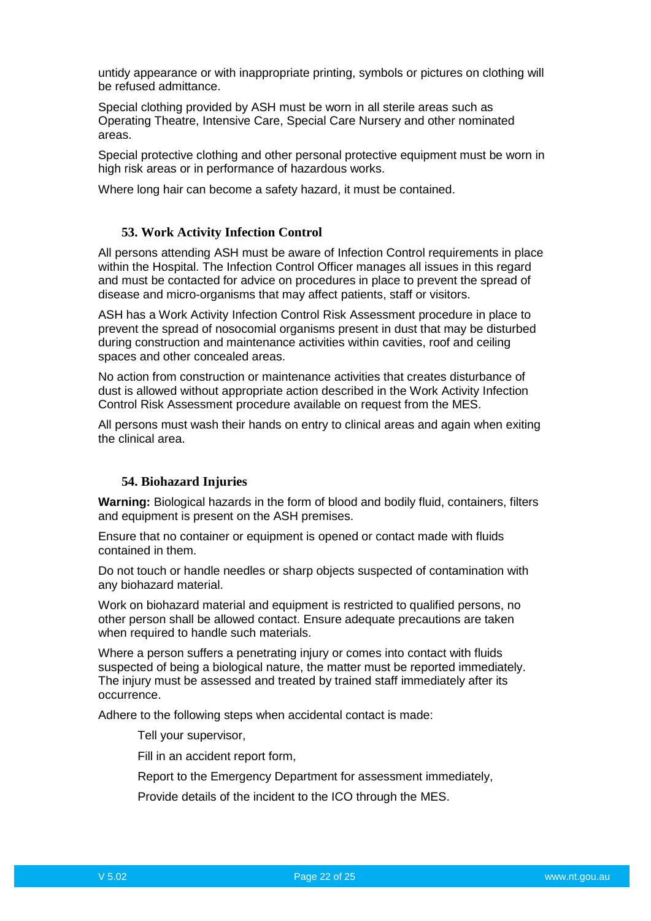untidy appearance or with inappropriate printing, symbols or pictures on clothing will be refused admittance.

Special clothing provided by ASH must be worn in all sterile areas such as Operating Theatre, Intensive Care, Special Care Nursery and other nominated areas.

Special protective clothing and other personal protective equipment must be worn in high risk areas or in performance of hazardous works.

Where long hair can become a safety hazard, it must be contained.

## 53. Work Activity Infection Control

All persons attending ASH must be aware of Infection Control requirements in place within the Hospital. The Infection Control Officer manages all issues in this regard and must be contacted for advice on procedures in place to prevent the spread of disease and micro-organisms that may affect patients, staff or visitors.

ASH has a Work Activity Infection Control Risk Assessment procedure in place to prevent the spread of nosocomial organisms present in dust that may be disturbed during construction and maintenance activities within cavities, roof and ceiling spaces and other concealed areas.

No action from construction or maintenance activities that creates disturbance of dust is allowed without appropriate action described in the Work Activity Infection Control Risk Assessment procedure available on request from the MES.

All persons must wash their hands on entry to clinical areas and again when exiting the clinical area.

## 54. Biohazard Injuries

**Warning:** Biological hazards in the form of blood and bodily fluid, containers, filters and equipment is present on the ASH premises.

Ensure that no container or equipment is opened or contact made with fluids contained in them.

Do not touch or handle needles or sharp objects suspected of contamination with any biohazard material.

Work on biohazard material and equipment is restricted to qualified persons, no other person shall be allowed contact. Ensure adequate precautions are taken when required to handle such materials.

Where a person suffers a penetrating injury or comes into contact with fluids suspected of being a biological nature, the matter must be reported immediately. The injury must be assessed and treated by trained staff immediately after its occurrence.

Adhere to the following steps when accidental contact is made:

Tell your supervisor,

Fill in an accident report form,

Report to the Emergency Department for assessment immediately,

Provide details of the incident to the ICO through the MES.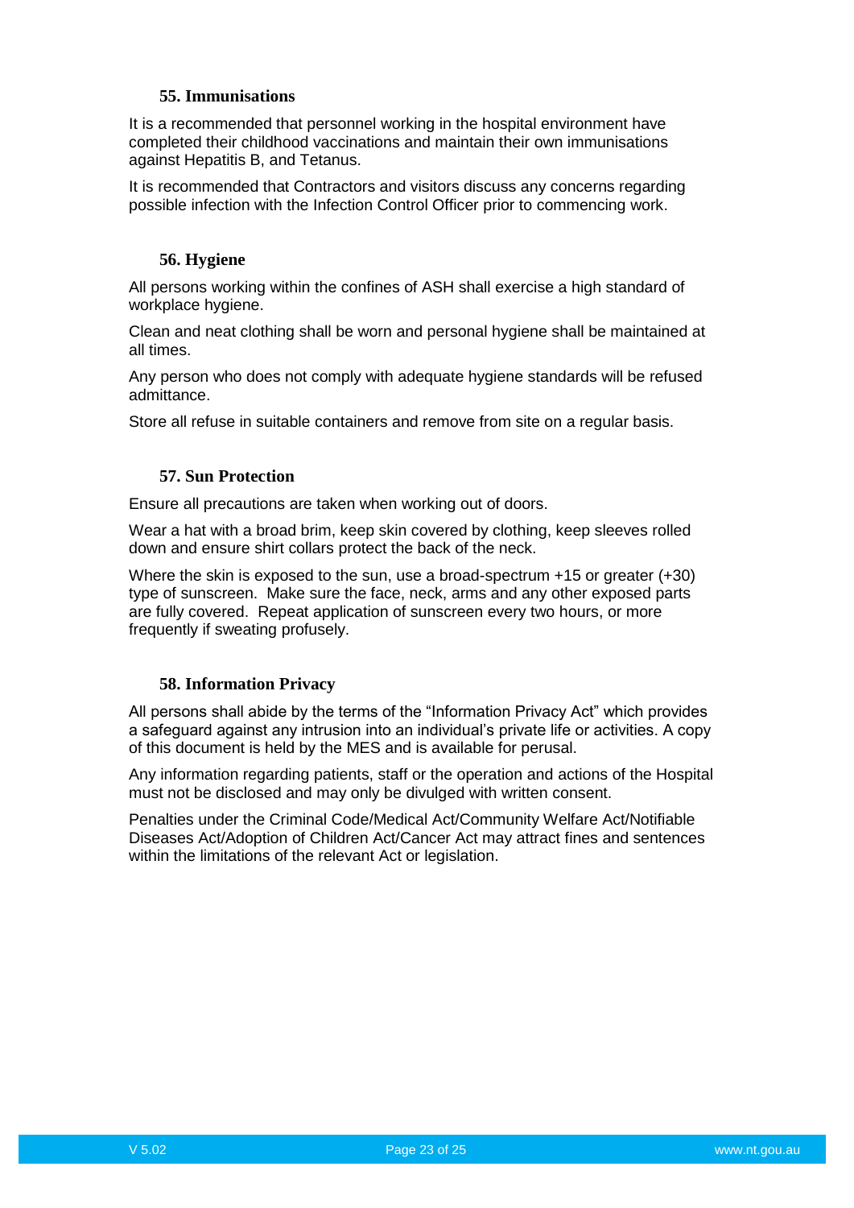### 55. Immunisations

It is a recommended that personnel working in the hospital environment have completed their childhood vaccinations and maintain their own immunisations against Hepatitis B, and Tetanus.

It is recommended that Contractors and visitors discuss any concerns regarding possible infection with the Infection Control Officer prior to commencing work.

### 56. Hygiene

All persons working within the confines of ASH shall exercise a high standard of workplace hygiene.

Clean and neat clothing shall be worn and personal hygiene shall be maintained at all times.

Any person who does not comply with adequate hygiene standards will be refused admittance.

Store all refuse in suitable containers and remove from site on a regular basis.

### 57. Sun Protection

Ensure all precautions are taken when working out of doors.

Wear a hat with a broad brim, keep skin covered by clothing, keep sleeves rolled down and ensure shirt collars protect the back of the neck.

Where the skin is exposed to the sun, use a broad-spectrum +15 or greater (+30) type of sunscreen. Make sure the face, neck, arms and any other exposed parts are fully covered. Repeat application of sunscreen every two hours, or more frequently if sweating profusely.

### 58. Information Privacy

All persons shall abide by the terms of the "Information Privacy Act" which provides a safeguard against any intrusion into an individual's private life or activities. A copy of this document is held by the MES and is available for perusal.

Any information regarding patients, staff or the operation and actions of the Hospital must not be disclosed and may only be divulged with written consent.

Penalties under the Criminal Code/Medical Act/Community Welfare Act/Notifiable Diseases Act/Adoption of Children Act/Cancer Act may attract fines and sentences within the limitations of the relevant Act or legislation.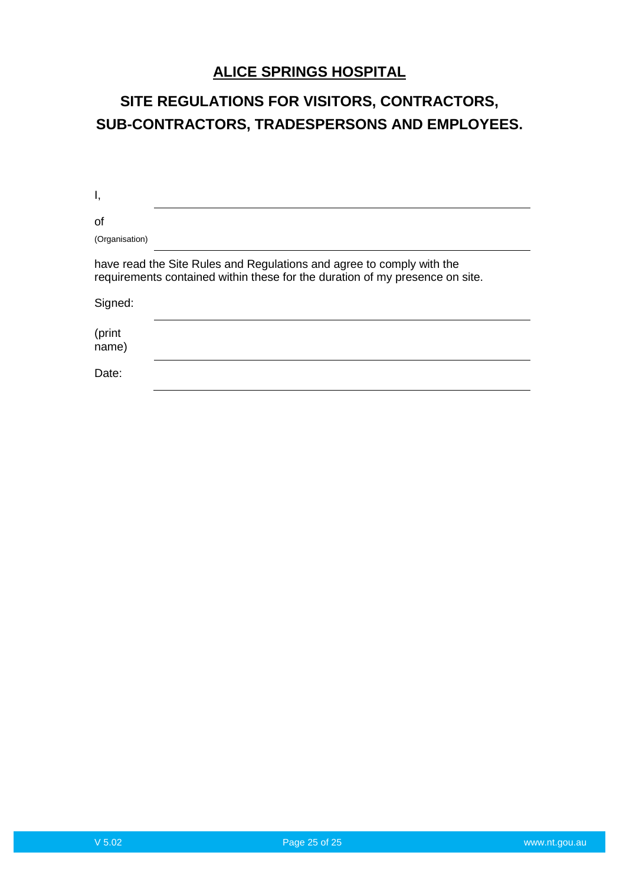# ALICE SPRINGS HOSPITAL

## SITE REGULATIONS FOR VISITORS, CONTRACTORS, SUB-CONTRACTORS, TRADESPERSONS AND EMPLOYEES.

I, ______________________________________________

of
(Organisation) ______________________________________________

have read the Site Rules and Regulations and agree to comply with the requirements contained within these for the duration of my presence on site.

Signed: ______________________________________________

(print name) ______________________________________________

Date: ______________________________________________